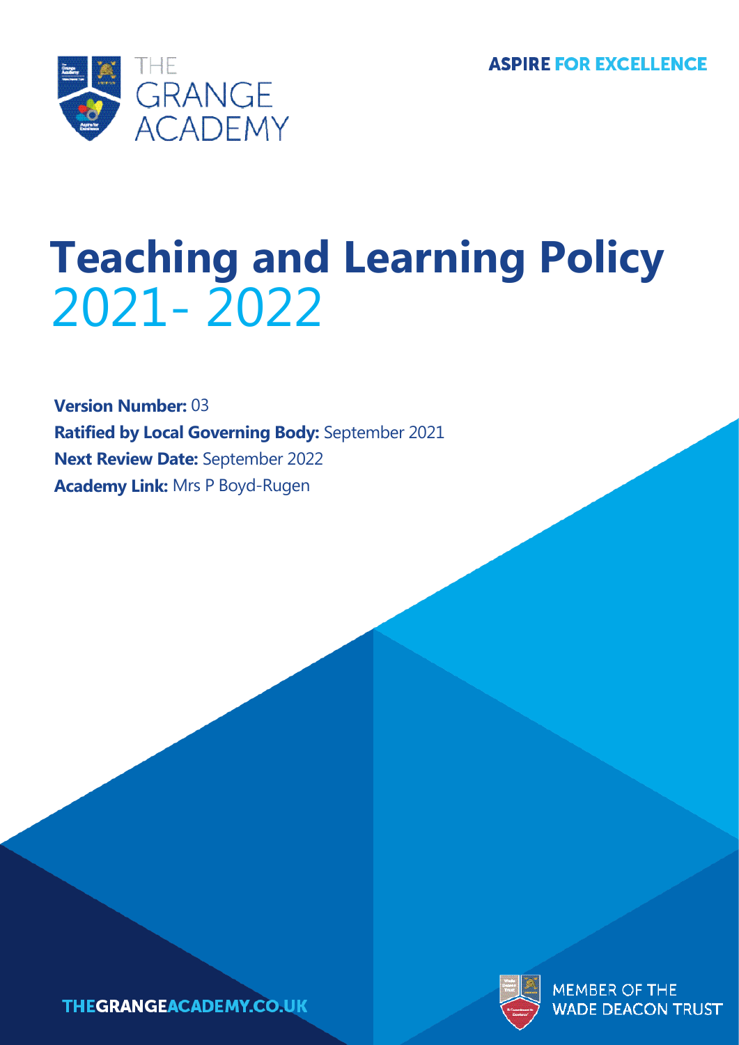THE GRANGE ACADEMY

**ASPIRE FOR EXCELLENCE**

# Teaching and Learning Policy 2021- 2022

**Version Number:** 03
**Ratified by Local Governing Body:** September 2021
**Next Review Date:** September 2022
**Academy Link:** Mrs P Boyd-Rugen

THEGRANGEACADEMY.CO.UK

MEMBER OF THE WADE DEACON TRUST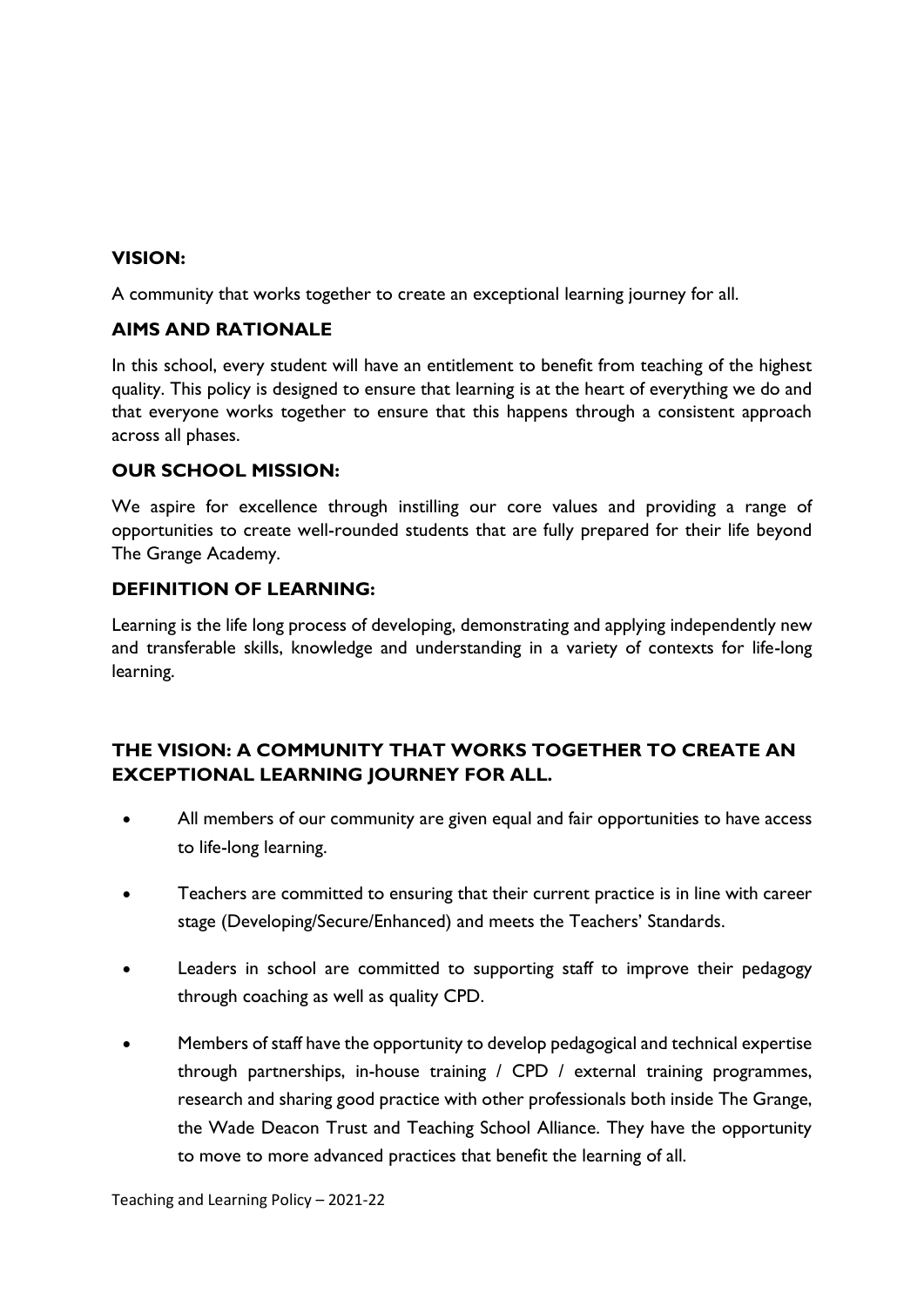## VISION:

A community that works together to create an exceptional learning journey for all.

## AIMS AND RATIONALE

In this school, every student will have an entitlement to benefit from teaching of the highest quality. This policy is designed to ensure that learning is at the heart of everything we do and that everyone works together to ensure that this happens through a consistent approach across all phases.

## OUR SCHOOL MISSION:

We aspire for excellence through instilling our core values and providing a range of opportunities to create well-rounded students that are fully prepared for their life beyond The Grange Academy.

## DEFINITION OF LEARNING:

Learning is the life long process of developing, demonstrating and applying independently new and transferable skills, knowledge and understanding in a variety of contexts for life-long learning.

## THE VISION: A COMMUNITY THAT WORKS TOGETHER TO CREATE AN EXCEPTIONAL LEARNING JOURNEY FOR ALL.

- All members of our community are given equal and fair opportunities to have access to life-long learning.
- Teachers are committed to ensuring that their current practice is in line with career stage (Developing/Secure/Enhanced) and meets the Teachers' Standards.
- Leaders in school are committed to supporting staff to improve their pedagogy through coaching as well as quality CPD.
- Members of staff have the opportunity to develop pedagogical and technical expertise through partnerships, in-house training / CPD / external training programmes, research and sharing good practice with other professionals both inside The Grange, the Wade Deacon Trust and Teaching School Alliance. They have the opportunity to move to more advanced practices that benefit the learning of all.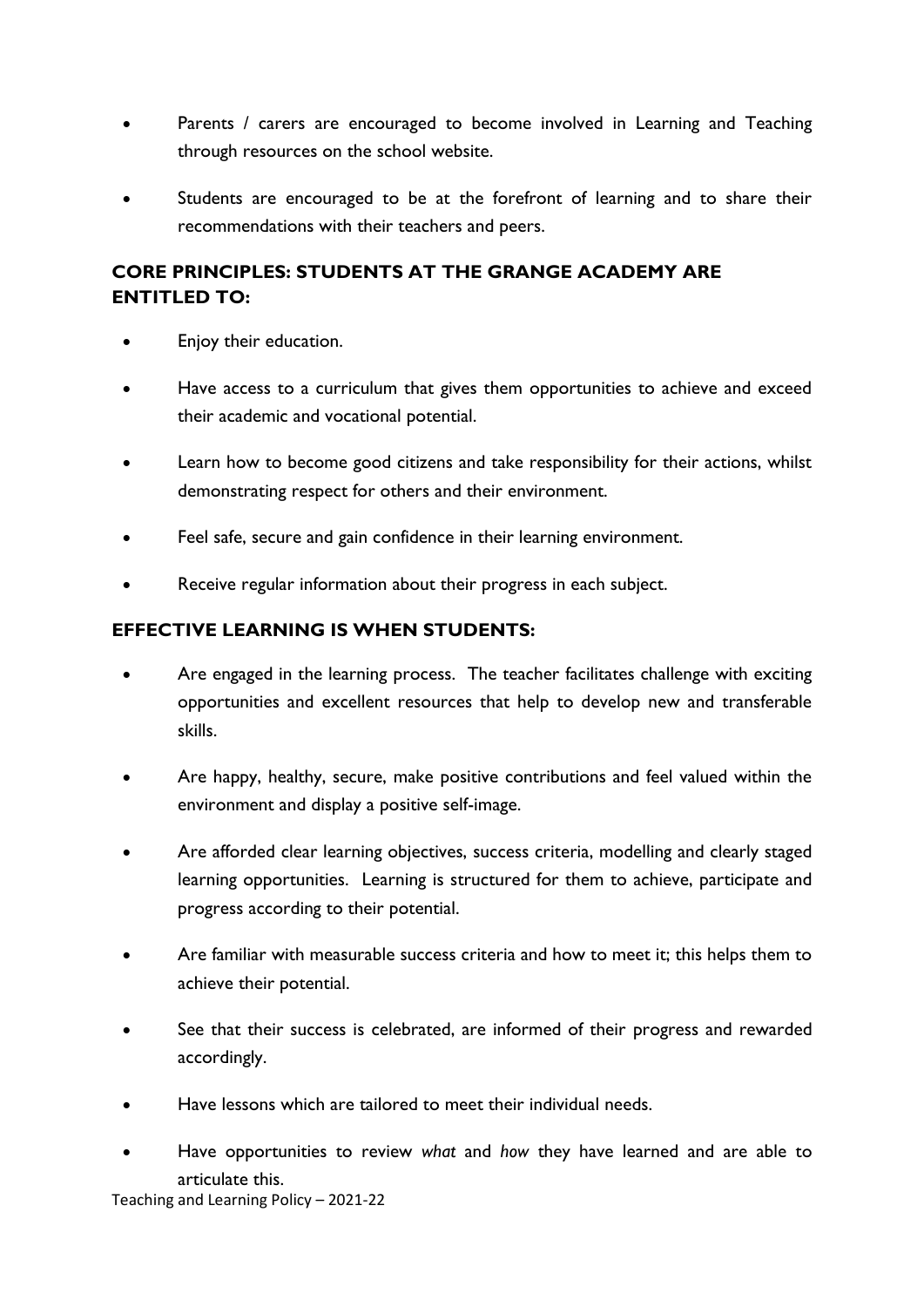- Parents / carers are encouraged to become involved in Learning and Teaching through resources on the school website.
- Students are encouraged to be at the forefront of learning and to share their recommendations with their teachers and peers.

## CORE PRINCIPLES: STUDENTS AT THE GRANGE ACADEMY ARE ENTITLED TO:

- Enjoy their education.
- Have access to a curriculum that gives them opportunities to achieve and exceed their academic and vocational potential.
- Learn how to become good citizens and take responsibility for their actions, whilst demonstrating respect for others and their environment.
- Feel safe, secure and gain confidence in their learning environment.
- Receive regular information about their progress in each subject.

## EFFECTIVE LEARNING IS WHEN STUDENTS:

- Are engaged in the learning process. The teacher facilitates challenge with exciting opportunities and excellent resources that help to develop new and transferable skills.
- Are happy, healthy, secure, make positive contributions and feel valued within the environment and display a positive self-image.
- Are afforded clear learning objectives, success criteria, modelling and clearly staged learning opportunities. Learning is structured for them to achieve, participate and progress according to their potential.
- Are familiar with measurable success criteria and how to meet it; this helps them to achieve their potential.
- See that their success is celebrated, are informed of their progress and rewarded accordingly.
- Have lessons which are tailored to meet their individual needs.
- Have opportunities to review *what* and *how* they have learned and are able to articulate this.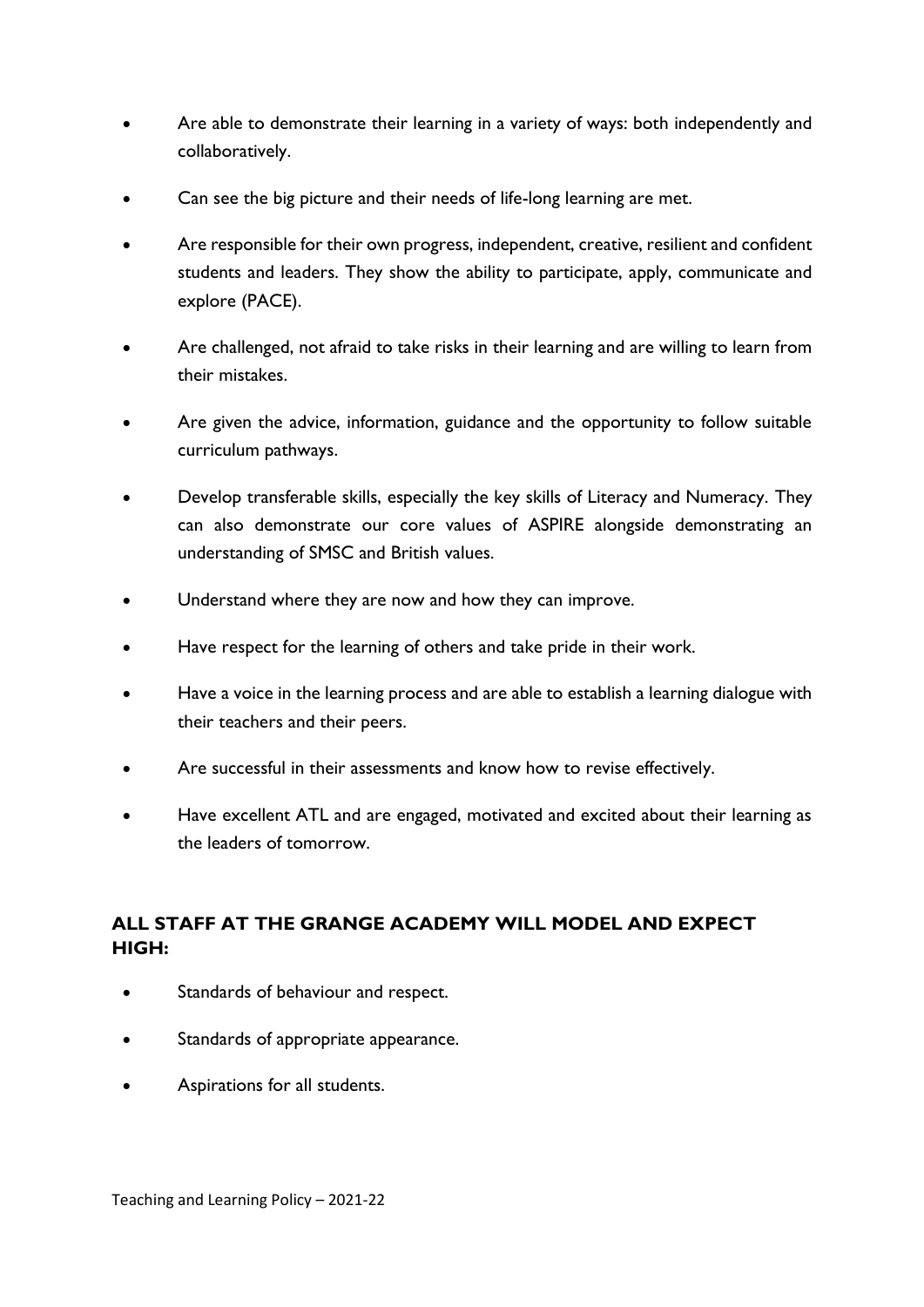- Are able to demonstrate their learning in a variety of ways: both independently and collaboratively.
- Can see the big picture and their needs of life-long learning are met.
- Are responsible for their own progress, independent, creative, resilient and confident students and leaders. They show the ability to participate, apply, communicate and explore (PACE).
- Are challenged, not afraid to take risks in their learning and are willing to learn from their mistakes.
- Are given the advice, information, guidance and the opportunity to follow suitable curriculum pathways.
- Develop transferable skills, especially the key skills of Literacy and Numeracy. They can also demonstrate our core values of ASPIRE alongside demonstrating an understanding of SMSC and British values.
- Understand where they are now and how they can improve.
- Have respect for the learning of others and take pride in their work.
- Have a voice in the learning process and are able to establish a learning dialogue with their teachers and their peers.
- Are successful in their assessments and know how to revise effectively.
- Have excellent ATL and are engaged, motivated and excited about their learning as the leaders of tomorrow.

## ALL STAFF AT THE GRANGE ACADEMY WILL MODEL AND EXPECT HIGH:

- Standards of behaviour and respect.
- Standards of appropriate appearance.
- Aspirations for all students.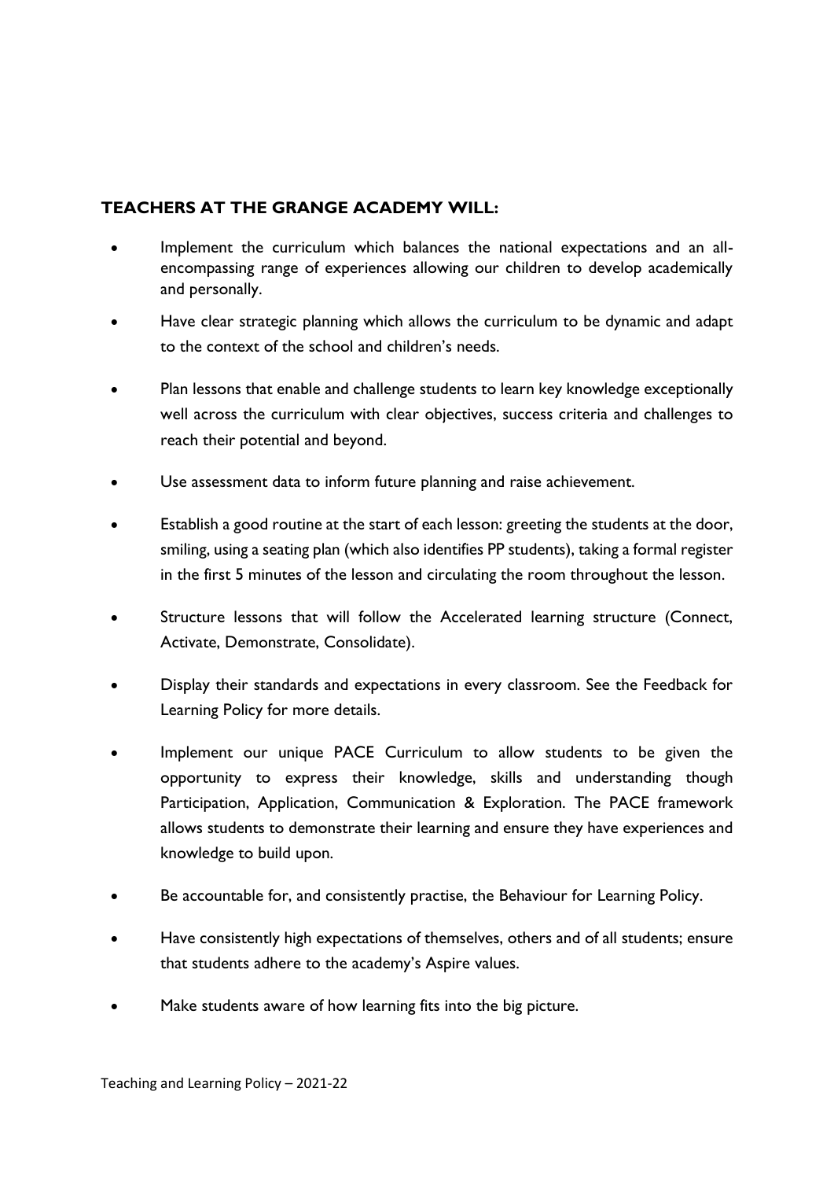**TEACHERS AT THE GRANGE ACADEMY WILL:**

- Implement the curriculum which balances the national expectations and an all-encompassing range of experiences allowing our children to develop academically and personally.
- Have clear strategic planning which allows the curriculum to be dynamic and adapt to the context of the school and children's needs.
- Plan lessons that enable and challenge students to learn key knowledge exceptionally well across the curriculum with clear objectives, success criteria and challenges to reach their potential and beyond.
- Use assessment data to inform future planning and raise achievement.
- Establish a good routine at the start of each lesson: greeting the students at the door, smiling, using a seating plan (which also identifies PP students), taking a formal register in the first 5 minutes of the lesson and circulating the room throughout the lesson.
- Structure lessons that will follow the Accelerated learning structure (Connect, Activate, Demonstrate, Consolidate).
- Display their standards and expectations in every classroom. See the Feedback for Learning Policy for more details.
- Implement our unique PACE Curriculum to allow students to be given the opportunity to express their knowledge, skills and understanding though Participation, Application, Communication & Exploration. The PACE framework allows students to demonstrate their learning and ensure they have experiences and knowledge to build upon.
- Be accountable for, and consistently practise, the Behaviour for Learning Policy.
- Have consistently high expectations of themselves, others and of all students; ensure that students adhere to the academy's Aspire values.
- Make students aware of how learning fits into the big picture.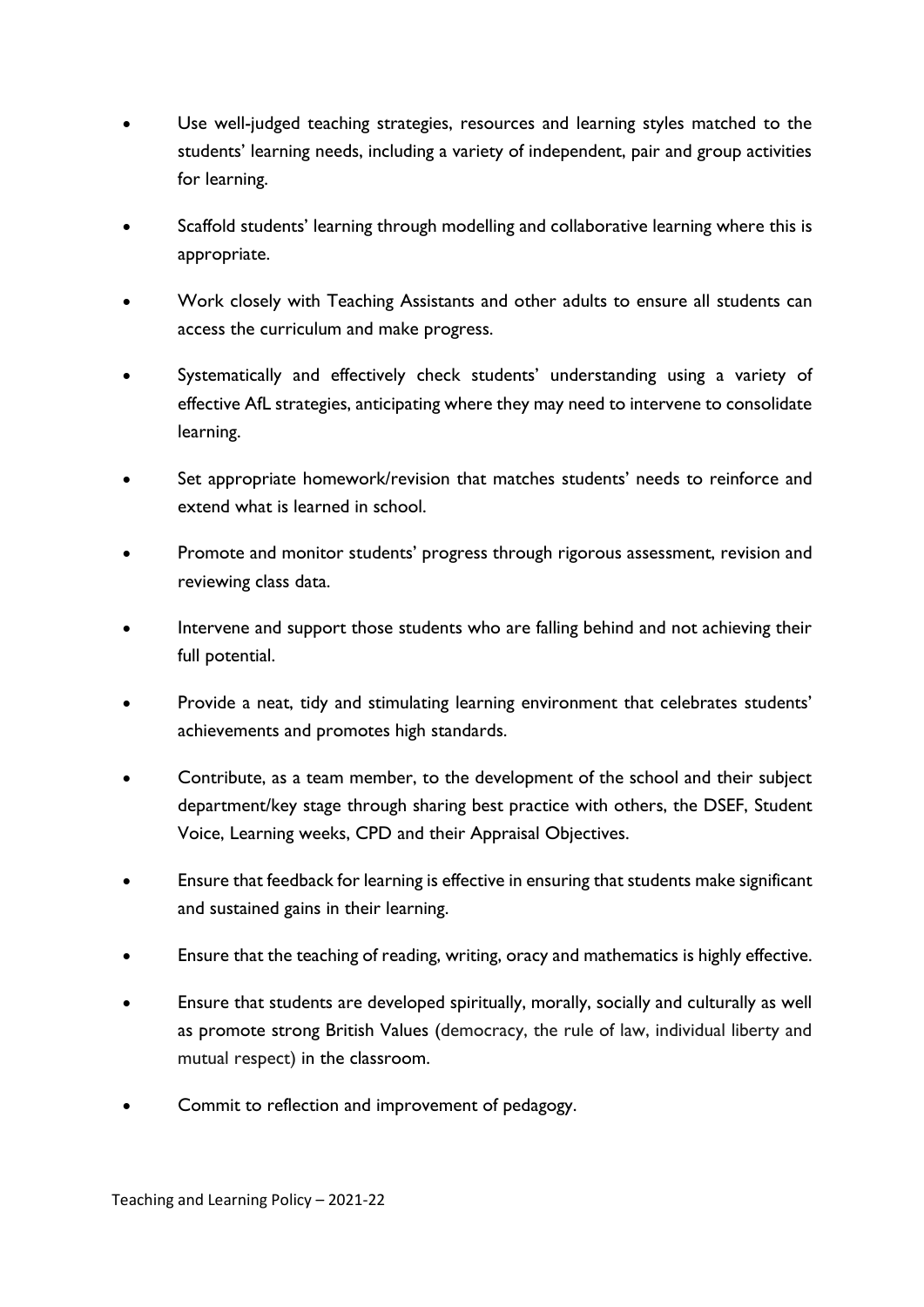- Use well-judged teaching strategies, resources and learning styles matched to the students' learning needs, including a variety of independent, pair and group activities for learning.
- Scaffold students' learning through modelling and collaborative learning where this is appropriate.
- Work closely with Teaching Assistants and other adults to ensure all students can access the curriculum and make progress.
- Systematically and effectively check students' understanding using a variety of effective AfL strategies, anticipating where they may need to intervene to consolidate learning.
- Set appropriate homework/revision that matches students' needs to reinforce and extend what is learned in school.
- Promote and monitor students' progress through rigorous assessment, revision and reviewing class data.
- Intervene and support those students who are falling behind and not achieving their full potential.
- Provide a neat, tidy and stimulating learning environment that celebrates students' achievements and promotes high standards.
- Contribute, as a team member, to the development of the school and their subject department/key stage through sharing best practice with others, the DSEF, Student Voice, Learning weeks, CPD and their Appraisal Objectives.
- Ensure that feedback for learning is effective in ensuring that students make significant and sustained gains in their learning.
- Ensure that the teaching of reading, writing, oracy and mathematics is highly effective.
- Ensure that students are developed spiritually, morally, socially and culturally as well as promote strong British Values (democracy, the rule of law, individual liberty and mutual respect) in the classroom.
- Commit to reflection and improvement of pedagogy.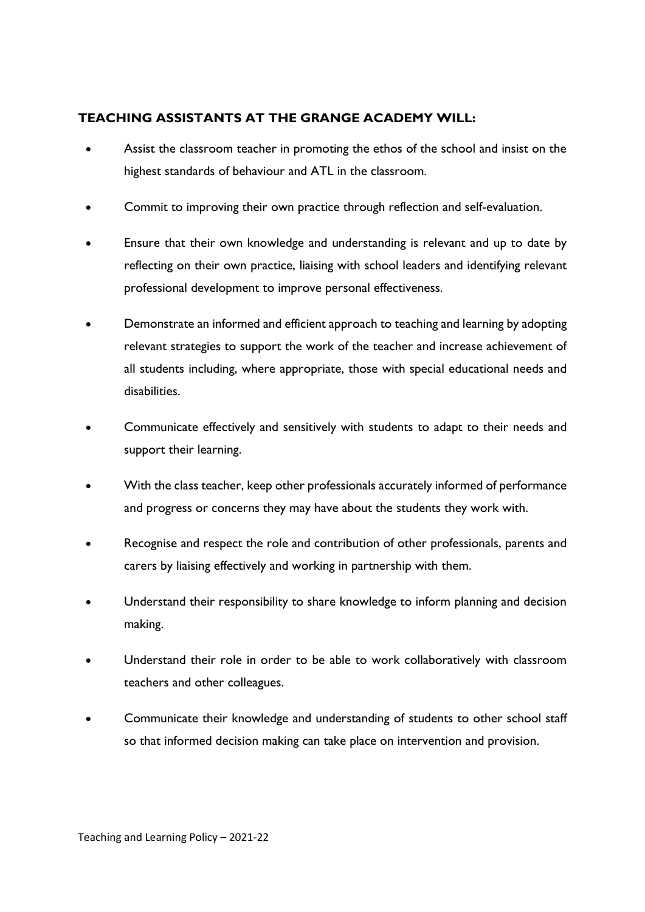**TEACHING ASSISTANTS AT THE GRANGE ACADEMY WILL:**

- Assist the classroom teacher in promoting the ethos of the school and insist on the highest standards of behaviour and ATL in the classroom.
- Commit to improving their own practice through reflection and self-evaluation.
- Ensure that their own knowledge and understanding is relevant and up to date by reflecting on their own practice, liaising with school leaders and identifying relevant professional development to improve personal effectiveness.
- Demonstrate an informed and efficient approach to teaching and learning by adopting relevant strategies to support the work of the teacher and increase achievement of all students including, where appropriate, those with special educational needs and disabilities.
- Communicate effectively and sensitively with students to adapt to their needs and support their learning.
- With the class teacher, keep other professionals accurately informed of performance and progress or concerns they may have about the students they work with.
- Recognise and respect the role and contribution of other professionals, parents and carers by liaising effectively and working in partnership with them.
- Understand their responsibility to share knowledge to inform planning and decision making.
- Understand their role in order to be able to work collaboratively with classroom teachers and other colleagues.
- Communicate their knowledge and understanding of students to other school staff so that informed decision making can take place on intervention and provision.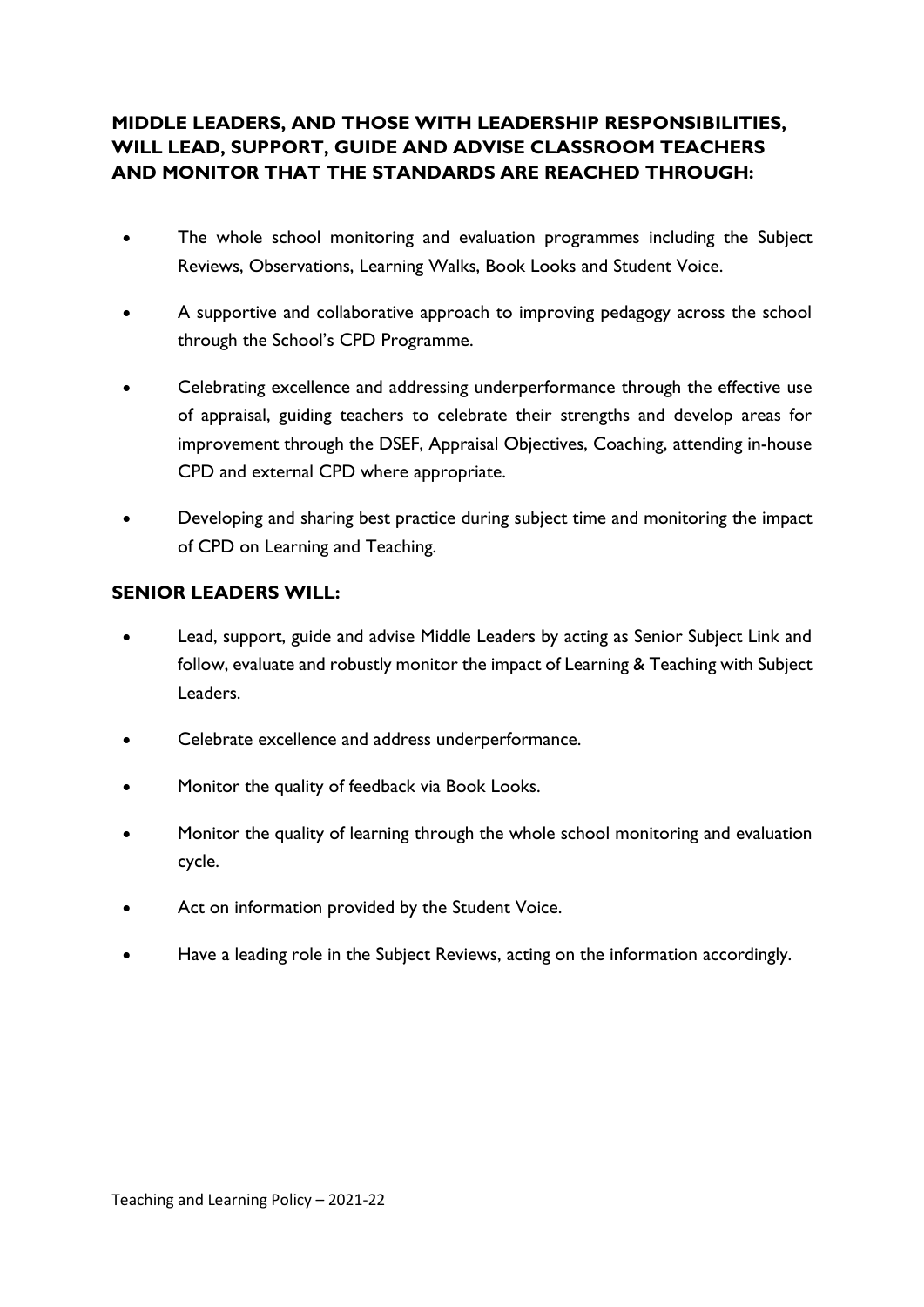**MIDDLE LEADERS, AND THOSE WITH LEADERSHIP RESPONSIBILITIES, WILL LEAD, SUPPORT, GUIDE AND ADVISE CLASSROOM TEACHERS AND MONITOR THAT THE STANDARDS ARE REACHED THROUGH:**

- The whole school monitoring and evaluation programmes including the Subject Reviews, Observations, Learning Walks, Book Looks and Student Voice.
- A supportive and collaborative approach to improving pedagogy across the school through the School's CPD Programme.
- Celebrating excellence and addressing underperformance through the effective use of appraisal, guiding teachers to celebrate their strengths and develop areas for improvement through the DSEF, Appraisal Objectives, Coaching, attending in-house CPD and external CPD where appropriate.
- Developing and sharing best practice during subject time and monitoring the impact of CPD on Learning and Teaching.

**SENIOR LEADERS WILL:**

- Lead, support, guide and advise Middle Leaders by acting as Senior Subject Link and follow, evaluate and robustly monitor the impact of Learning & Teaching with Subject Leaders.
- Celebrate excellence and address underperformance.
- Monitor the quality of feedback via Book Looks.
- Monitor the quality of learning through the whole school monitoring and evaluation cycle.
- Act on information provided by the Student Voice.
- Have a leading role in the Subject Reviews, acting on the information accordingly.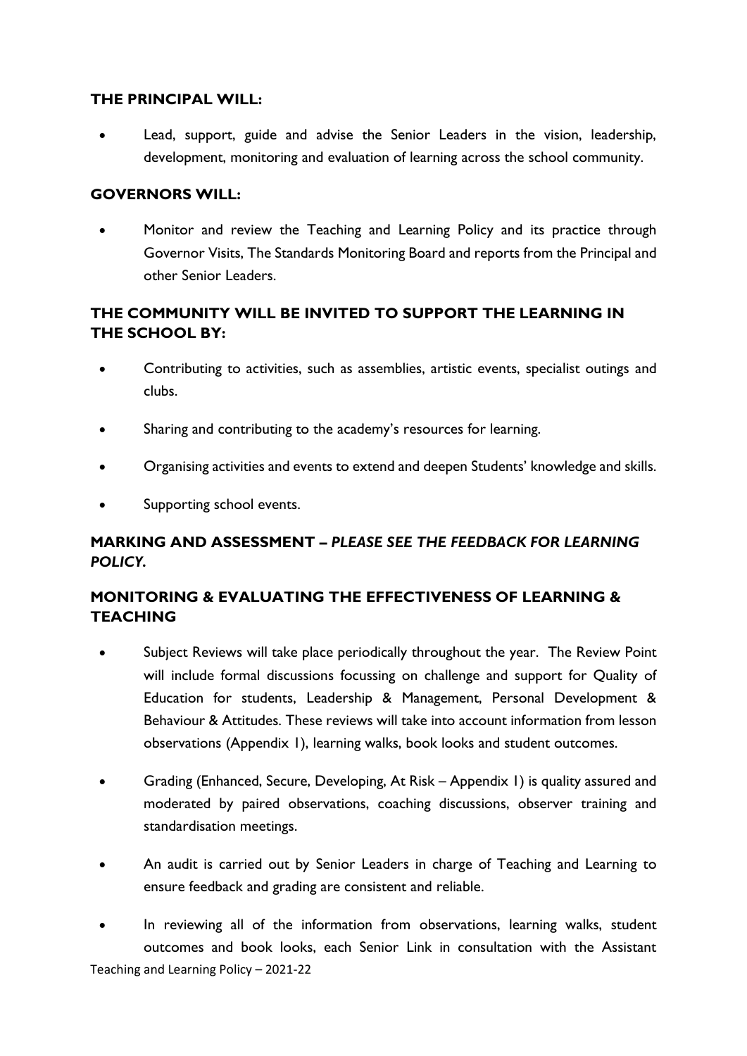## THE PRINCIPAL WILL:

- Lead, support, guide and advise the Senior Leaders in the vision, leadership, development, monitoring and evaluation of learning across the school community.

## GOVERNORS WILL:

- Monitor and review the Teaching and Learning Policy and its practice through Governor Visits, The Standards Monitoring Board and reports from the Principal and other Senior Leaders.

## THE COMMUNITY WILL BE INVITED TO SUPPORT THE LEARNING IN THE SCHOOL BY:

- Contributing to activities, such as assemblies, artistic events, specialist outings and clubs.
- Sharing and contributing to the academy's resources for learning.
- Organising activities and events to extend and deepen Students' knowledge and skills.
- Supporting school events.

## MARKING AND ASSESSMENT – *PLEASE SEE THE FEEDBACK FOR LEARNING POLICY.*

## MONITORING & EVALUATING THE EFFECTIVENESS OF LEARNING & TEACHING

- Subject Reviews will take place periodically throughout the year. The Review Point will include formal discussions focussing on challenge and support for Quality of Education for students, Leadership & Management, Personal Development & Behaviour & Attitudes. These reviews will take into account information from lesson observations (Appendix 1), learning walks, book looks and student outcomes.
- Grading (Enhanced, Secure, Developing, At Risk – Appendix 1) is quality assured and moderated by paired observations, coaching discussions, observer training and standardisation meetings.
- An audit is carried out by Senior Leaders in charge of Teaching and Learning to ensure feedback and grading are consistent and reliable.
- In reviewing all of the information from observations, learning walks, student outcomes and book looks, each Senior Link in consultation with the Assistant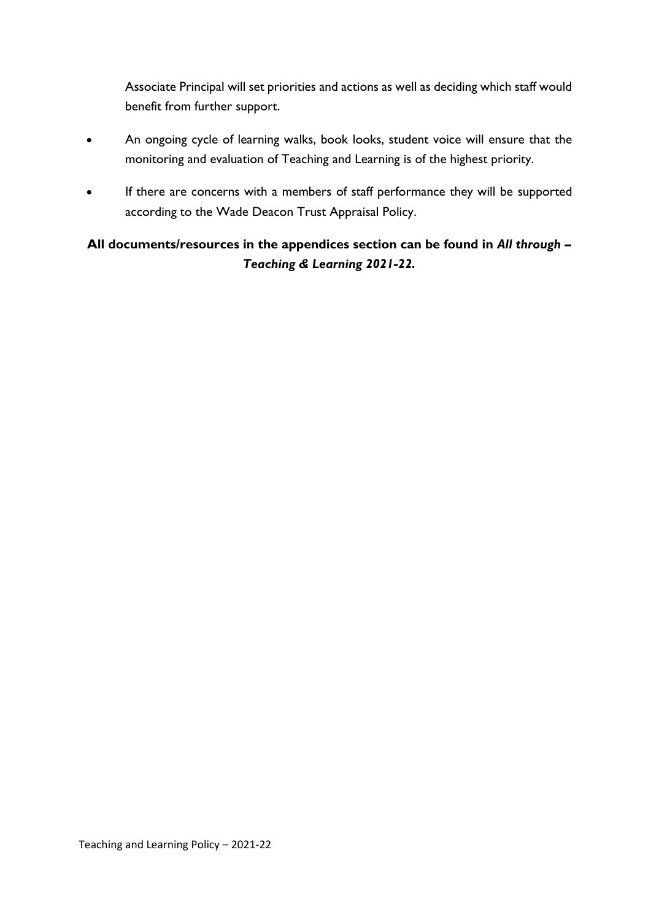Associate Principal will set priorities and actions as well as deciding which staff would benefit from further support.

- An ongoing cycle of learning walks, book looks, student voice will ensure that the monitoring and evaluation of Teaching and Learning is of the highest priority.
- If there are concerns with a members of staff performance they will be supported according to the Wade Deacon Trust Appraisal Policy.

**All documents/resources in the appendices section can be found in *All through – Teaching & Learning 2021-22.***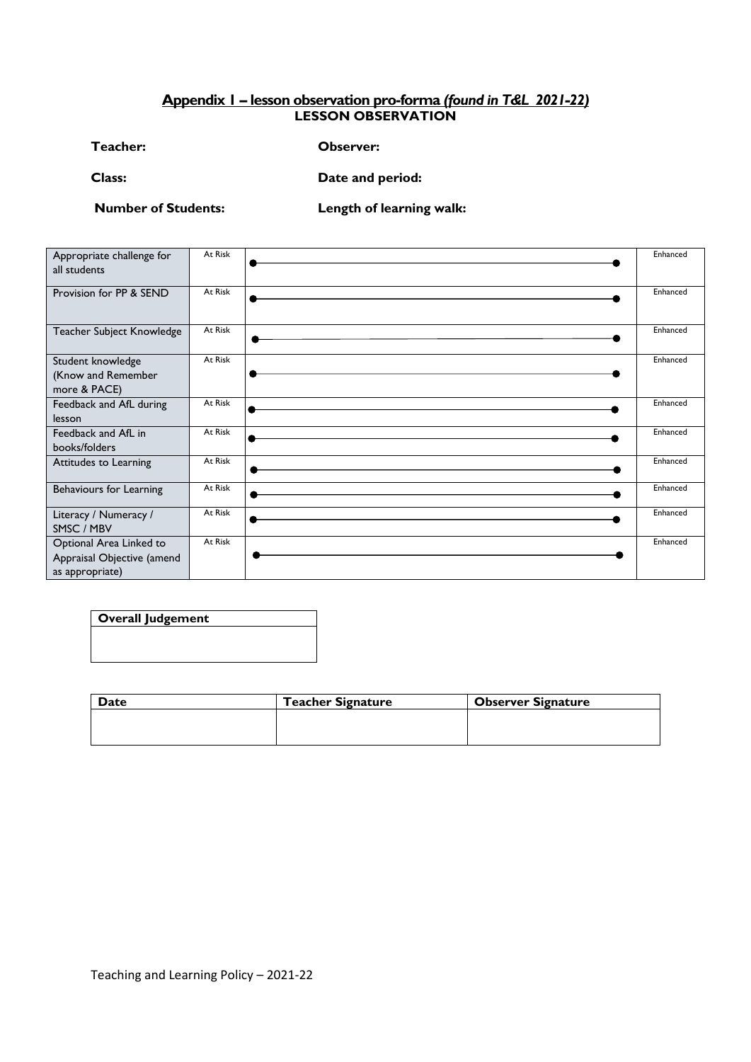## Appendix 1 – lesson observation pro-forma *(found in T&L 2021-22)*

### LESSON OBSERVATION

**Teacher:** **Observer:**

**Class:** **Date and period:**

**Number of Students:** **Length of learning walk:**

| | | | |
|---|---|---|---|
| Appropriate challenge for all students | At Risk | | Enhanced |
| Provision for PP & SEND | At Risk | | Enhanced |
| Teacher Subject Knowledge | At Risk | | Enhanced |
| Student knowledge (Know and Remember more & PACE) | At Risk | | Enhanced |
| Feedback and AfL during lesson | At Risk | | Enhanced |
| Feedback and AfL in books/folders | At Risk | | Enhanced |
| Attitudes to Learning | At Risk | | Enhanced |
| Behaviours for Learning | At Risk | | Enhanced |
| Literacy / Numeracy / SMSC / MBV | At Risk | | Enhanced |
| Optional Area Linked to Appraisal Objective (amend as appropriate) | At Risk | | Enhanced |

| **Overall Judgement** |
|---|
| |

| **Date** | **Teacher Signature** | **Observer Signature** |
|---|---|---|
| | | |

Teaching and Learning Policy – 2021-22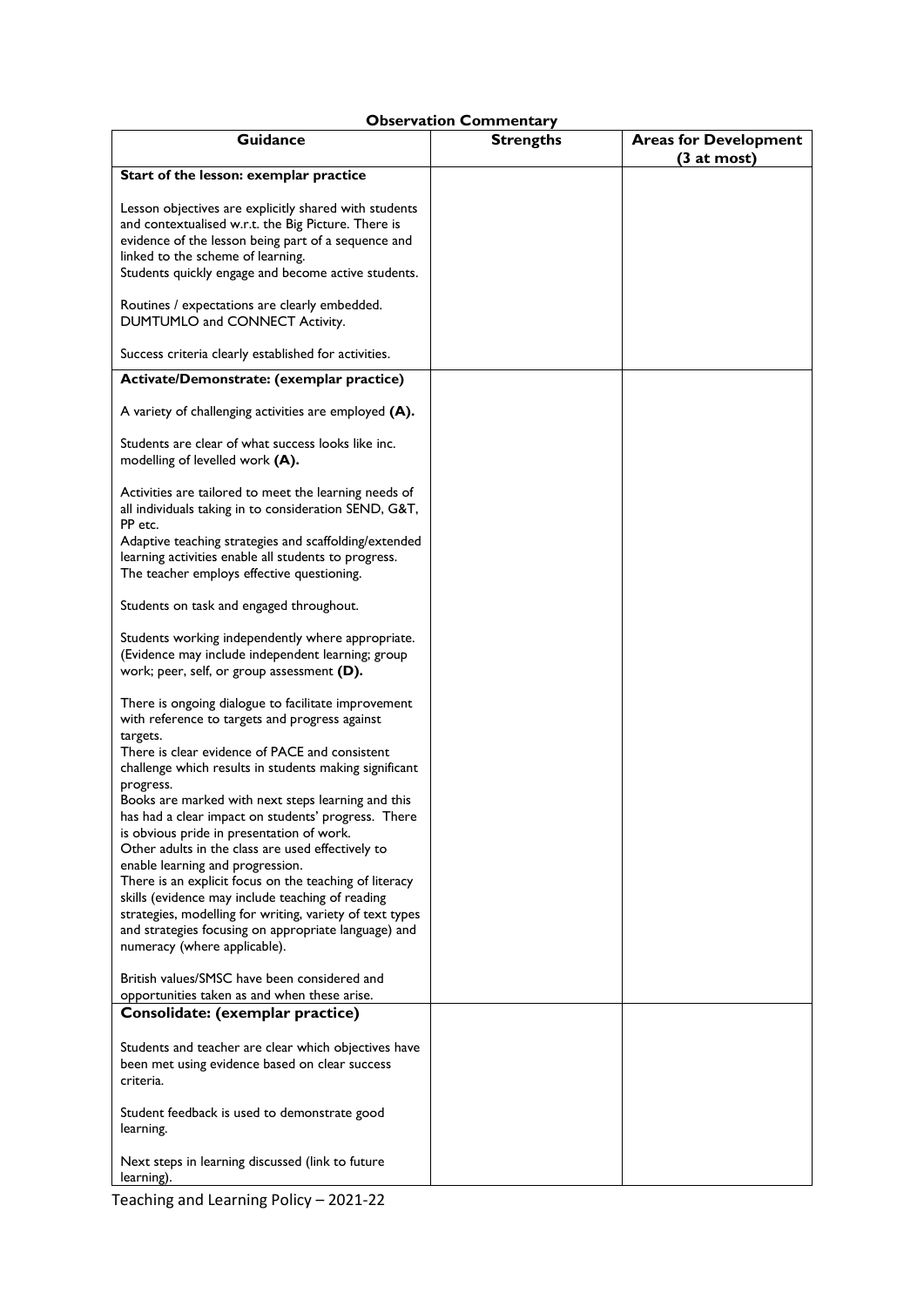**Observation Commentary**

| Guidance | Strengths | Areas for Development (3 at most) |
| --- | --- | --- |
| **Start of the lesson: exemplar practice**<br><br>Lesson objectives are explicitly shared with students and contextualised w.r.t. the Big Picture. There is evidence of the lesson being part of a sequence and linked to the scheme of learning.<br>Students quickly engage and become active students.<br><br>Routines / expectations are clearly embedded. DUMTUMLO and CONNECT Activity.<br><br>Success criteria clearly established for activities. | | |
| **Activate/Demonstrate: (exemplar practice)**<br><br>A variety of challenging activities are employed **(A).**<br><br>Students are clear of what success looks like inc. modelling of levelled work **(A).**<br><br>Activities are tailored to meet the learning needs of all individuals taking in to consideration SEND, G&T, PP etc.<br>Adaptive teaching strategies and scaffolding/extended learning activities enable all students to progress.<br>The teacher employs effective questioning.<br><br>Students on task and engaged throughout.<br><br>Students working independently where appropriate. (Evidence may include independent learning; group work; peer, self, or group assessment **(D).**<br><br>There is ongoing dialogue to facilitate improvement with reference to targets and progress against targets.<br>There is clear evidence of PACE and consistent challenge which results in students making significant progress.<br>Books are marked with next steps learning and this has had a clear impact on students' progress. There is obvious pride in presentation of work.<br>Other adults in the class are used effectively to enable learning and progression.<br>There is an explicit focus on the teaching of literacy skills (evidence may include teaching of reading strategies, modelling for writing, variety of text types and strategies focusing on appropriate language) and numeracy (where applicable).<br><br>British values/SMSC have been considered and opportunities taken as and when these arise. | | |
| **Consolidate: (exemplar practice)**<br><br>Students and teacher are clear which objectives have been met using evidence based on clear success criteria.<br><br>Student feedback is used to demonstrate good learning.<br><br>Next steps in learning discussed (link to future learning). | | |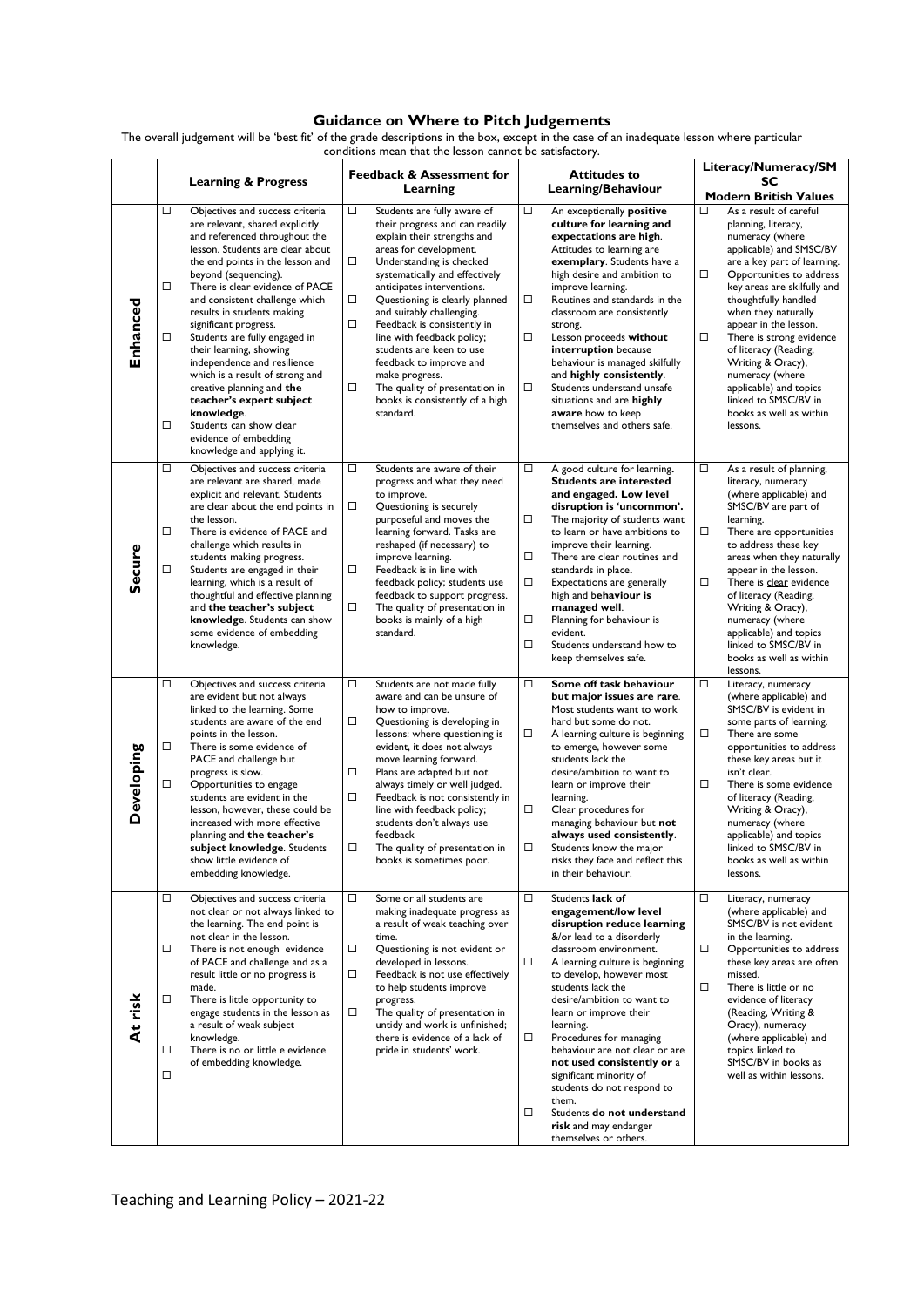# Guidance on Where to Pitch Judgements

The overall judgement will be 'best fit' of the grade descriptions in the box, except in the case of an inadequate lesson where particular conditions mean that the lesson cannot be satisfactory.

| | Learning & Progress | Feedback & Assessment for Learning | Attitudes to Learning/Behaviour | Literacy/Numeracy/SMSC Modern British Values |
|---|---|---|---|---|
| **Enhanced** | ☐ Objectives and success criteria are relevant, shared explicitly and referenced throughout the lesson. Students are clear about the end points in the lesson and beyond (sequencing).<br>☐ There is clear evidence of PACE and consistent challenge which results in students making significant progress.<br>☐ Students are fully engaged in their learning, showing independence and resilience which is a result of strong and creative planning and **the teacher's expert subject knowledge**.<br>☐ Students can show clear evidence of embedding knowledge and applying it. | ☐ Students are fully aware of their progress and can readily explain their strengths and areas for development.<br>☐ Understanding is checked systematically and effectively anticipates interventions.<br>☐ Questioning is clearly planned and suitably challenging.<br>☐ Feedback is consistently in line with feedback policy; students are keen to use feedback to improve and make progress.<br>☐ The quality of presentation in books is consistently of a high standard. | ☐ An exceptionally **positive culture for learning and expectations are high**. Attitudes to learning are **exemplary**. Students have a high desire and ambition to improve learning.<br>☐ Routines and standards in the classroom are consistently strong.<br>☐ Lesson proceeds **without interruption** because behaviour is managed skilfully and **highly consistently**.<br>☐ Students understand unsafe situations and are **highly aware** how to keep themselves and others safe. | ☐ As a result of careful planning, literacy, numeracy (where applicable) and SMSC/BV are a key part of learning.<br>☐ Opportunities to address key areas are skilfully and thoughtfully handled when they naturally appear in the lesson.<br>☐ There is <u>strong</u> evidence of literacy (Reading, Writing & Oracy), numeracy (where applicable) and topics linked to SMSC/BV in books as well as within lessons. |
| **Secure** | ☐ Objectives and success criteria are relevant are shared, made explicit and relevant. Students are clear about the end points in the lesson.<br>☐ There is evidence of PACE and challenge which results in students making progress.<br>☐ Students are engaged in their learning, which is a result of thoughtful and effective planning and **the teacher's subject knowledge**. Students can show some evidence of embedding knowledge. | ☐ Students are aware of their progress and what they need to improve.<br>☐ Questioning is securely purposeful and moves the learning forward. Tasks are reshaped (if necessary) to improve learning.<br>☐ Feedback is in line with feedback policy; students use feedback to support progress.<br>☐ The quality of presentation in books is mainly of a high standard. | ☐ A good culture for learning**. Students are interested and engaged. Low level disruption is 'uncommon'.**<br>☐ The majority of students want to learn or have ambitions to improve their learning.<br>☐ There are clear routines and standards in place**.**<br>☐ Expectations are generally high and b**ehaviour is managed well**.<br>☐ Planning for behaviour is evident.<br>☐ Students understand how to keep themselves safe. | ☐ As a result of planning, literacy, numeracy (where applicable) and SMSC/BV are part of learning.<br>☐ There are opportunities to address these key areas when they naturally appear in the lesson.<br>☐ There is <u>clear</u> evidence of literacy (Reading, Writing & Oracy), numeracy (where applicable) and topics linked to SMSC/BV in books as well as within lessons. |
| **Developing** | ☐ Objectives and success criteria are evident but not always linked to the learning. Some students are aware of the end points in the lesson.<br>☐ There is some evidence of PACE and challenge but progress is slow.<br>☐ Opportunities to engage students are evident in the lesson, however, these could be increased with more effective planning and **the teacher's subject knowledge**. Students show little evidence of embedding knowledge. | ☐ Students are not made fully aware and can be unsure of how to improve.<br>☐ Questioning is developing in lessons: where questioning is evident, it does not always move learning forward.<br>☐ Plans are adapted but not always timely or well judged.<br>☐ Feedback is not consistently in line with feedback policy; students don't always use feedback<br>☐ The quality of presentation in books is sometimes poor. | ☐ **Some off task behaviour but major issues are rare**. Most students want to work hard but some do not.<br>☐ A learning culture is beginning to emerge, however some students lack the desire/ambition to want to learn or improve their learning.<br>☐ Clear procedures for managing behaviour but **not always used consistently**.<br>☐ Students know the major risks they face and reflect this in their behaviour. | ☐ Literacy, numeracy (where applicable) and SMSC/BV is evident in some parts of learning.<br>☐ There are some opportunities to address these key areas but it isn't clear.<br>☐ There is some evidence of literacy (Reading, Writing & Oracy), numeracy (where applicable) and topics linked to SMSC/BV in books as well as within lessons. |
| **At risk** | ☐ Objectives and success criteria not clear or not always linked to the learning. The end point is not clear in the lesson.<br>☐ There is not enough evidence of PACE and challenge and as a result little or no progress is made.<br>☐ There is little opportunity to engage students in the lesson as a result of weak subject knowledge.<br>☐ There is no or little e evidence of embedding knowledge.<br>☐ | ☐ Some or all students are making inadequate progress as a result of weak teaching over time.<br>☐ Questioning is not evident or developed in lessons.<br>☐ Feedback is not use effectively to help students improve progress.<br>☐ The quality of presentation in untidy and work is unfinished; there is evidence of a lack of pride in students' work. | ☐ Students **lack of engagement/low level disruption reduce learning** &/or lead to a disorderly classroom environment.<br>☐ A learning culture is beginning to develop, however most students lack the desire/ambition to want to learn or improve their learning.<br>☐ Procedures for managing behaviour are not clear or are **not used consistently or** a significant minority of students do not respond to them.<br>☐ Students **do not understand risk** and may endanger themselves or others. | ☐ Literacy, numeracy (where applicable) and SMSC/BV is not evident in the learning.<br>☐ Opportunities to address these key areas are often missed.<br>☐ There is <u>little or no</u> evidence of literacy (Reading, Writing & Oracy), numeracy (where applicable) and topics linked to SMSC/BV in books as well as within lessons. |

Teaching and Learning Policy – 2021-22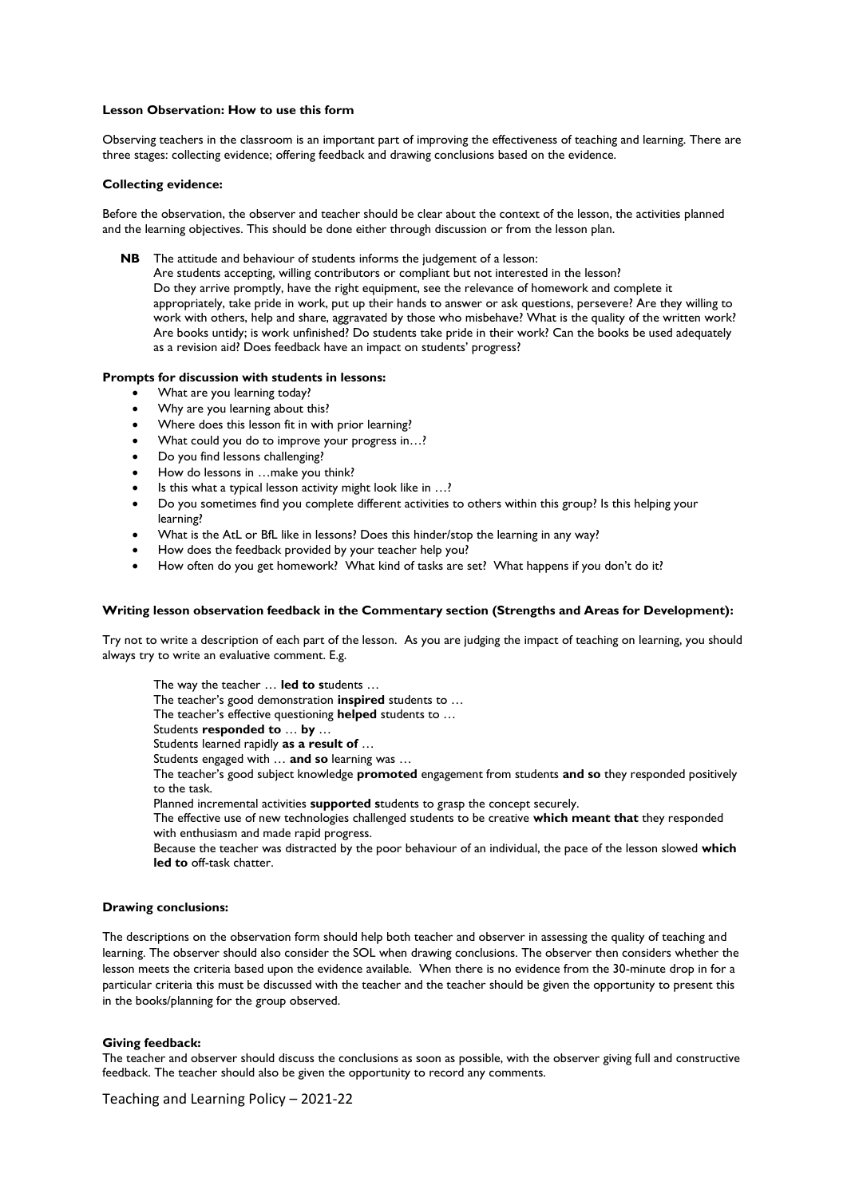**Lesson Observation: How to use this form**

Observing teachers in the classroom is an important part of improving the effectiveness of teaching and learning. There are three stages: collecting evidence; offering feedback and drawing conclusions based on the evidence.

**Collecting evidence:**

Before the observation, the observer and teacher should be clear about the context of the lesson, the activities planned and the learning objectives. This should be done either through discussion or from the lesson plan.

**NB** The attitude and behaviour of students informs the judgement of a lesson:
Are students accepting, willing contributors or compliant but not interested in the lesson?
Do they arrive promptly, have the right equipment, see the relevance of homework and complete it appropriately, take pride in work, put up their hands to answer or ask questions, persevere? Are they willing to work with others, help and share, aggravated by those who misbehave? What is the quality of the written work? Are books untidy; is work unfinished? Do students take pride in their work? Can the books be used adequately as a revision aid? Does feedback have an impact on students' progress?

**Prompts for discussion with students in lessons:**

- What are you learning today?
- Why are you learning about this?
- Where does this lesson fit in with prior learning?
- What could you do to improve your progress in…?
- Do you find lessons challenging?
- How do lessons in …make you think?
- Is this what a typical lesson activity might look like in …?
- Do you sometimes find you complete different activities to others within this group? Is this helping your learning?
- What is the AtL or BfL like in lessons? Does this hinder/stop the learning in any way?
- How does the feedback provided by your teacher help you?
- How often do you get homework? What kind of tasks are set? What happens if you don't do it?

**Writing lesson observation feedback in the Commentary section (Strengths and Areas for Development):**

Try not to write a description of each part of the lesson. As you are judging the impact of teaching on learning, you should always try to write an evaluative comment. E.g.

The way the teacher … **led to s**tudents …
The teacher's good demonstration **inspired** students to …
The teacher's effective questioning **helped** students to …
Students **responded to** … **by** …
Students learned rapidly **as a result of** …
Students engaged with … **and so** learning was …
The teacher's good subject knowledge **promoted** engagement from students **and so** they responded positively to the task.
Planned incremental activities **supported s**tudents to grasp the concept securely.
The effective use of new technologies challenged students to be creative **which meant that** they responded with enthusiasm and made rapid progress.
Because the teacher was distracted by the poor behaviour of an individual, the pace of the lesson slowed **which led to** off-task chatter.

**Drawing conclusions:**

The descriptions on the observation form should help both teacher and observer in assessing the quality of teaching and learning. The observer should also consider the SOL when drawing conclusions. The observer then considers whether the lesson meets the criteria based upon the evidence available. When there is no evidence from the 30-minute drop in for a particular criteria this must be discussed with the teacher and the teacher should be given the opportunity to present this in the books/planning for the group observed.

**Giving feedback:**

The teacher and observer should discuss the conclusions as soon as possible, with the observer giving full and constructive feedback. The teacher should also be given the opportunity to record any comments.